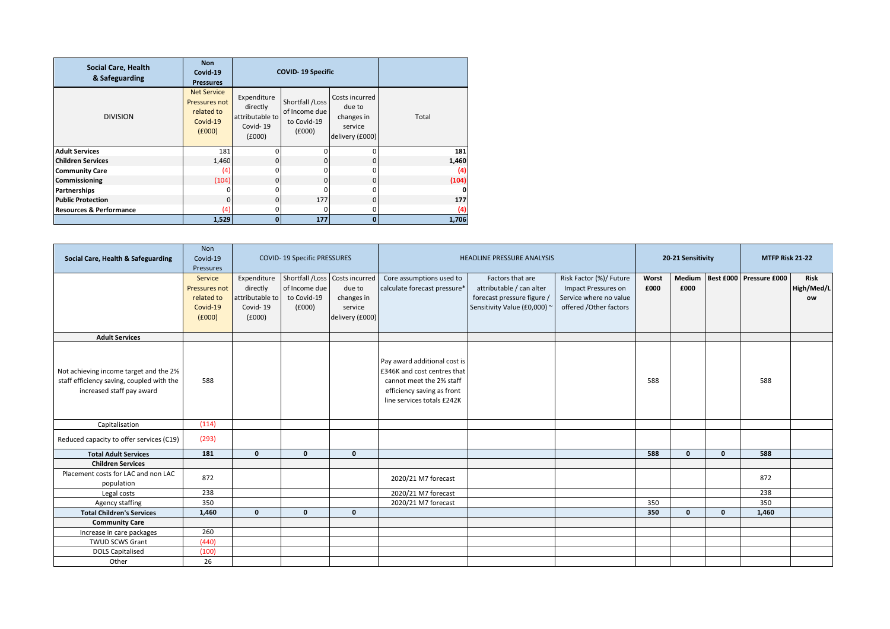| Social Care, Health & Safeguarding | Non Covid-19 Pressures | COVID- 19 Specific | | | |
|---|---|---|---|---|---|
| DIVISION | Net Service Pressures not related to Covid-19 (£000) | Expenditure directly attributable to Covid- 19 (£000) | Shortfall /Loss of Income due to Covid-19 (£000) | Costs incurred due to changes in service delivery (£000) | Total |
| **Adult Services** | 181 | 0 | 0 | 0 | **181** |
| **Children Services** | 1,460 | 0 | 0 | 0 | **1,460** |
| **Community Care** | (4) | 0 | 0 | 0 | **(4)** |
| **Commissioning** | (104) | 0 | 0 | 0 | **(104)** |
| **Partnerships** | 0 | 0 | 0 | 0 | **0** |
| **Public Protection** | 0 | 0 | 177 | 0 | **177** |
| **Resources & Performance** | (4) | 0 | 0 | 0 | **(4)** |
| | **1,529** | **0** | **177** | **0** | **1,706** |

| Social Care, Health & Safeguarding | Non Covid-19 Pressures | COVID- 19 Specific PRESSURES | | | HEADLINE PRESSURE ANALYSIS | | | 20-21 Sensitivity | | | MTFP Risk 21-22 | |
|---|---|---|---|---|---|---|---|---|---|---|---|---|
| | Service Pressures not related to Covid-19 (£000) | Expenditure directly attributable to Covid- 19 (£000) | Shortfall /Loss of Income due to Covid-19 (£000) | Costs incurred due to changes in service delivery (£000) | Core assumptions used to calculate forecast pressure* | Factors that are attributable / can alter forecast pressure figure / Sensitivity Value (£0,000) ~ | Risk Factor (%)/ Future Impact Pressures on Service where no value offered /Other factors | Worst £000 | Medium £000 | Best £000 | Pressure £000 | Risk High/Med/Low |
| **Adult Services** | | | | | | | | | | | | |
| Not achieving income target and the 2% staff efficiency saving, coupled with the increased staff pay award | 588 | | | | Pay award additional cost is £346K and cost centres that cannot meet the 2% staff efficiency saving as front line services totals £242K | | | 588 | | | 588 | |
| Capitalisation | (114) | | | | | | | | | | | |
| Reduced capacity to offer services (C19) | (293) | | | | | | | | | | | |
| **Total Adult Services** | **181** | **0** | **0** | **0** | | | | **588** | **0** | **0** | **588** | |
| **Children Services** | | | | | | | | | | | | |
| Placement costs for LAC and non LAC population | 872 | | | | 2020/21 M7 forecast | | | | | | 872 | |
| Legal costs | 238 | | | | 2020/21 M7 forecast | | | | | | 238 | |
| Agency staffing | 350 | | | | 2020/21 M7 forecast | | | 350 | | | 350 | |
| **Total Children's Services** | **1,460** | **0** | **0** | **0** | | | | **350** | **0** | **0** | **1,460** | |
| **Community Care** | | | | | | | | | | | | |
| Increase in care packages | 260 | | | | | | | | | | | |
| TWUD SCWS Grant | (440) | | | | | | | | | | | |
| DOLS Capitalised | (100) | | | | | | | | | | | |
| Other | 26 | | | | | | | | | | | |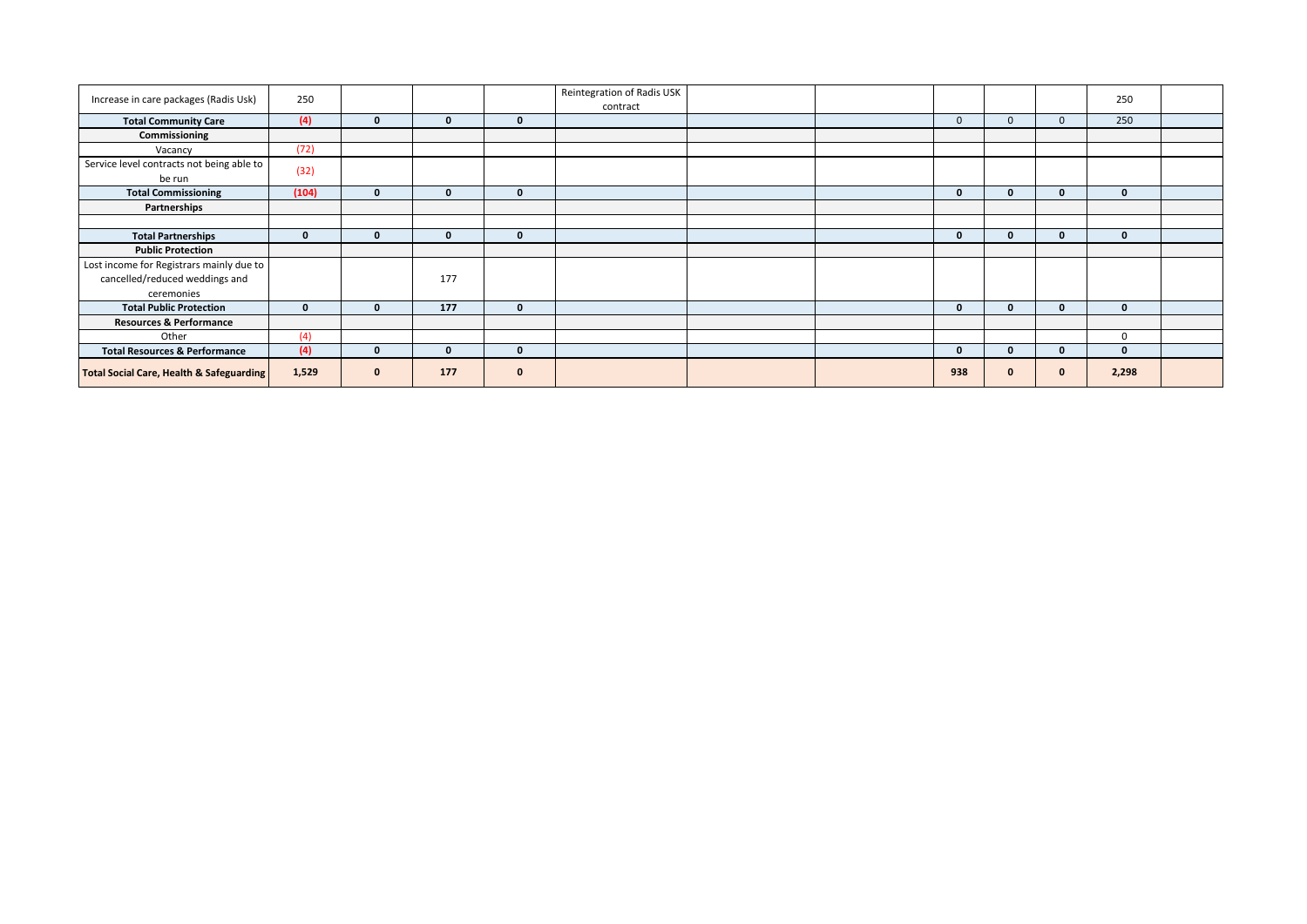| | | | | | | | | | | | | |
|---|---|---|---|---|---|---|---|---|---|---|---|---|
| Increase in care packages (Radis Usk) | 250 | | | | Reintegration of Radis USK contract | | | | | | 250 | |
| **Total Community Care** | **(4)** | **0** | **0** | **0** | | | | 0 | 0 | 0 | 250 | |
| **Commissioning** | | | | | | | | | | | | |
| Vacancy | (72) | | | | | | | | | | | |
| Service level contracts not being able to be run | (32) | | | | | | | | | | | |
| **Total Commissioning** | **(104)** | **0** | **0** | **0** | | | | **0** | **0** | **0** | **0** | |
| **Partnerships** | | | | | | | | | | | | |
| | | | | | | | | | | | | |
| **Total Partnerships** | **0** | **0** | **0** | **0** | | | | **0** | **0** | **0** | **0** | |
| **Public Protection** | | | | | | | | | | | | |
| Lost income for Registrars mainly due to cancelled/reduced weddings and ceremonies | | | 177 | | | | | | | | | |
| **Total Public Protection** | **0** | **0** | **177** | **0** | | | | **0** | **0** | **0** | **0** | |
| **Resources & Performance** | | | | | | | | | | | | |
| Other | (4) | | | | | | | | | | 0 | |
| **Total Resources & Performance** | **(4)** | **0** | **0** | **0** | | | | **0** | **0** | **0** | **0** | |
| **Total Social Care, Health & Safeguarding** | **1,529** | **0** | **177** | **0** | | | | **938** | **0** | **0** | **2,298** | |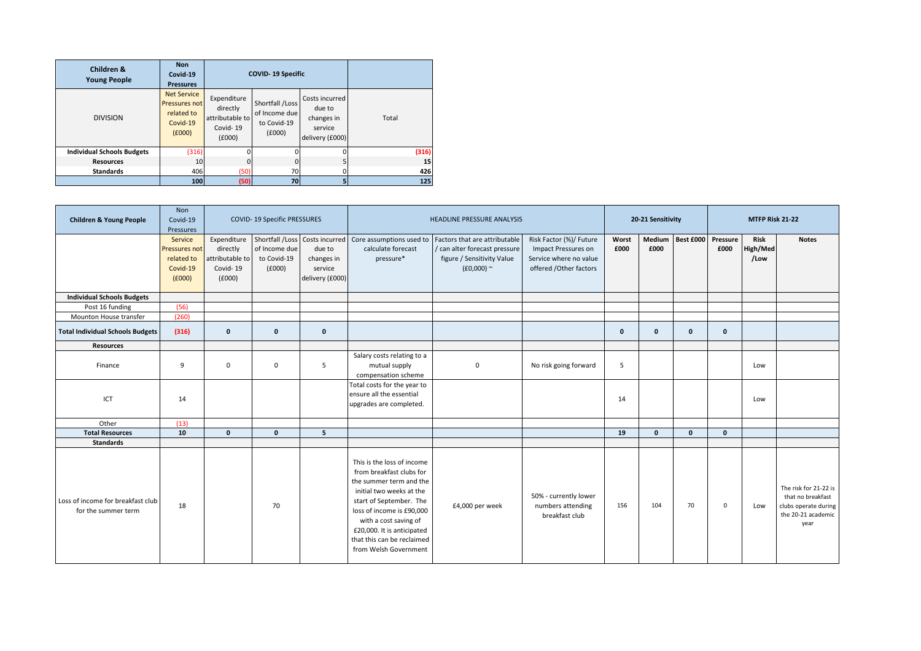| Children & Young People | Non Covid-19 Pressures | COVID- 19 Specific | | | |
|---|---|---|---|---|---|
| DIVISION | Net Service Pressures not related to Covid-19 (£000) | Expenditure directly attributable to Covid- 19 (£000) | Shortfall /Loss of Income due to Covid-19 (£000) | Costs incurred due to changes in service delivery (£000) | Total |
| **Individual Schools Budgets** | (316) | 0 | 0 | 0 | **(316)** |
| **Resources** | 10 | 0 | 0 | 5 | **15** |
| **Standards** | 406 | (50) | 70 | 0 | **426** |
| | **100** | **(50)** | **70** | **5** | **125** |

| Children & Young People | Non Covid-19 Pressures | COVID- 19 Specific PRESSURES | | | HEADLINE PRESSURE ANALYSIS | | | 20-21 Sensitivity | | | MTFP Risk 21-22 | | |
|---|---|---|---|---|---|---|---|---|---|---|---|---|---|
| | Service Pressures not related to Covid-19 (£000) | Expenditure directly attributable to Covid- 19 (£000) | Shortfall /Loss of Income due to Covid-19 (£000) | Costs incurred due to changes in service delivery (£000) | Core assumptions used to calculate forecast pressure* | Factors that are attributable / can alter forecast pressure figure / Sensitivity Value (£0,000) ~ | Risk Factor (%)/ Future Impact Pressures on Service where no value offered /Other factors | **Worst £000** | **Medium £000** | **Best £000** | **Pressure £000** | **Risk High/Med /Low** | **Notes** |
| **Individual Schools Budgets** | | | | | | | | | | | | | |
| Post 16 funding | (56) | | | | | | | | | | | | |
| Mounton House transfer | (260) | | | | | | | | | | | | |
| **Total Individual Schools Budgets** | **(316)** | **0** | **0** | **0** | | | | **0** | **0** | **0** | **0** | | |
| **Resources** | | | | | | | | | | | | | |
| Finance | 9 | 0 | 0 | 5 | Salary costs relating to a mutual supply compensation scheme | 0 | No risk going forward | 5 | | | | Low | |
| ICT | 14 | | | | Total costs for the year to ensure all the essential upgrades are completed. | | | 14 | | | | Low | |
| Other | (13) | | | | | | | | | | | | |
| **Total Resources** | **10** | **0** | **0** | **5** | | | | **19** | **0** | **0** | **0** | | |
| **Standards** | | | | | | | | | | | | | |
| Loss of income for breakfast club for the summer term | 18 | | 70 | | This is the loss of income from breakfast clubs for the summer term and the initial two weeks at the start of September. The loss of income is £90,000 with a cost saving of £20,000. It is anticipated that this can be reclaimed from Welsh Government | £4,000 per week | 50% - currently lower numbers attending breakfast club | 156 | 104 | 70 | 0 | Low | The risk for 21-22 is that no breakfast clubs operate during the 20-21 academic year |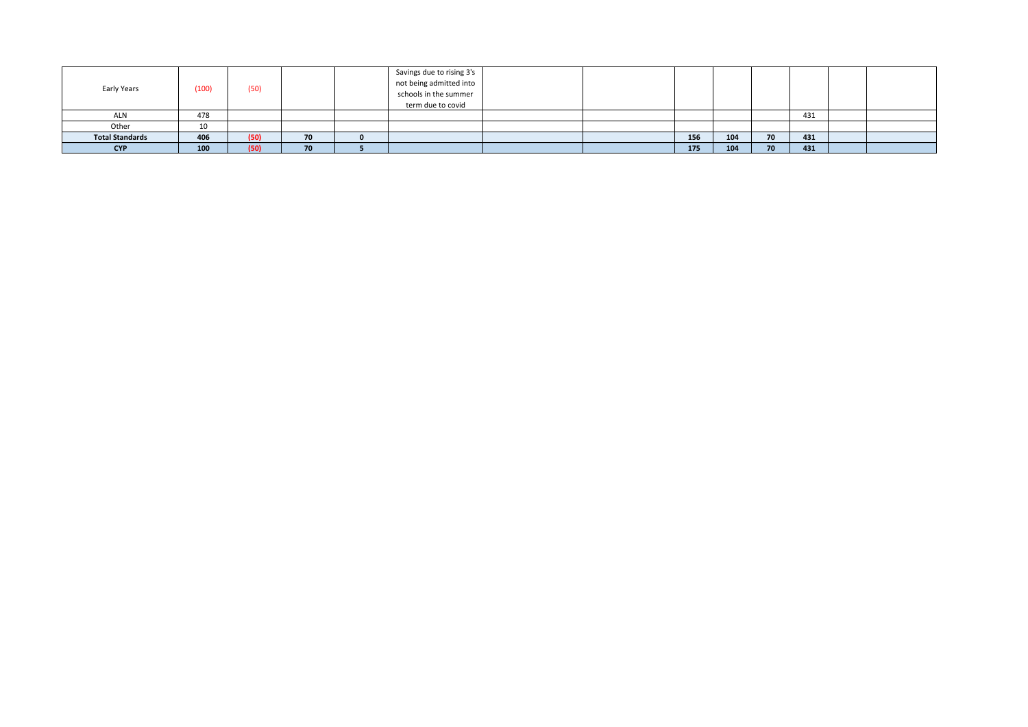| Early Years | (100) | (50) | | | Savings due to rising 3's not being admitted into schools in the summer term due to covid | | | | | | | | |
|---|---|---|---|---|---|---|---|---|---|---|---|---|---|
| ALN | 478 | | | | | | | | | | 431 | | |
| Other | 10 | | | | | | | | | | | | |
| **Total Standards** | **406** | **(50)** | **70** | **0** | | | | **156** | **104** | **70** | **431** | | |
| **CYP** | **100** | **(50)** | **70** | **5** | | | | **175** | **104** | **70** | **431** | | |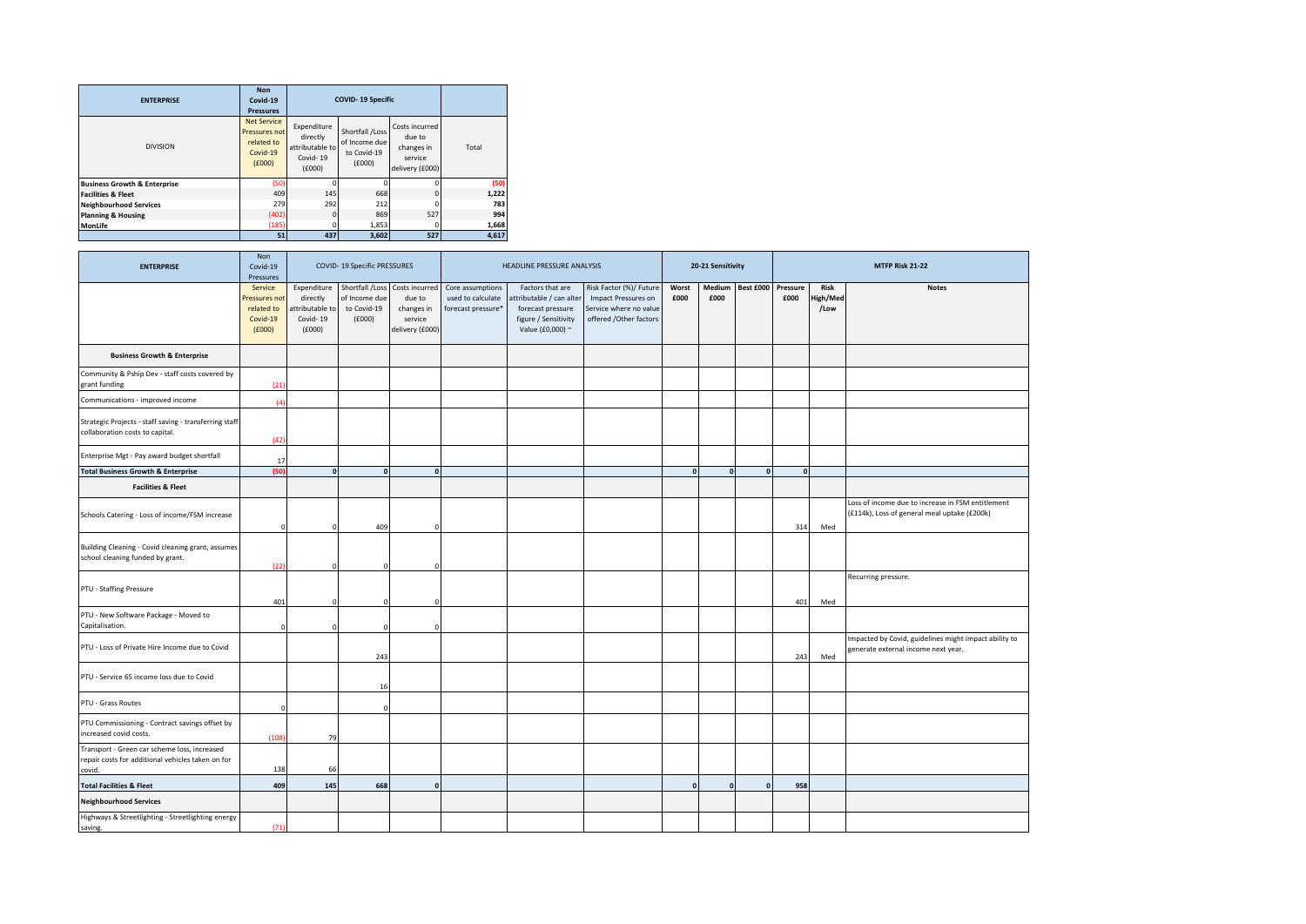| ENTERPRISE | Non Covid-19 Pressures | COVID- 19 Specific | | | |
|---|---|---|---|---|---|
| DIVISION | Net Service Pressures not related to Covid-19 (£000) | Expenditure directly attributable to Covid- 19 (£000) | Shortfall /Loss of Income due to Covid-19 (£000) | Costs incurred due to changes in service delivery (£000) | Total |
| **Business Growth & Enterprise** | (50) | 0 | 0 | 0 | **(50)** |
| **Facilities & Fleet** | 409 | 145 | 668 | 0 | **1,222** |
| **Neighbourhood Services** | 279 | 292 | 212 | 0 | **783** |
| **Planning & Housing** | (402) | 0 | 869 | 527 | **994** |
| **MonLife** | (185) | 0 | 1,853 | 0 | **1,668** |
| | **51** | **437** | **3,602** | **527** | **4,617** |

| ENTERPRISE | Non Covid-19 Pressures | COVID- 19 Specific PRESSURES | | | HEADLINE PRESSURE ANALYSIS | | | 20-21 Sensitivity | | | MTFP Risk 21-22 | | |
|---|---|---|---|---|---|---|---|---|---|---|---|---|---|
| | Service Pressures not related to Covid-19 (£000) | Expenditure directly attributable to Covid- 19 (£000) | Shortfall /Loss of Income due to Covid-19 (£000) | Costs incurred due to changes in service delivery (£000) | Core assumptions used to calculate forecast pressure* | Factors that are attributable / can alter forecast pressure figure / Sensitivity Value (£0,000) ~ | Risk Factor (%)/ Future Impact Pressures on Service where no value offered /Other factors | Worst £000 | Medium £000 | Best £000 | Pressure £000 | Risk High/Med /Low | Notes |
| **Business Growth & Enterprise** | | | | | | | | | | | | | |
| Community & Pship Dev - staff costs covered by grant funding | (21) | | | | | | | | | | | | |
| Communications - improved income | (4) | | | | | | | | | | | | |
| Strategic Projects - staff saving - transferring staff collaboration costs to capital. | (42) | | | | | | | | | | | | |
| Enterprise Mgt - Pay award budget shortfall | 17 | | | | | | | | | | | | |
| **Total Business Growth & Enterprise** | **(50)** | **0** | **0** | **0** | | | | **0** | **0** | **0** | **0** | | |
| **Facilities & Fleet** | | | | | | | | | | | | | |
| Schools Catering - Loss of income/FSM increase | 0 | 0 | 409 | 0 | | | | | | | 314 | Med | Loss of income due to increase in FSM entitlement (£114k), Loss of general meal uptake (£200k) |
| Building Cleaning - Covid cleaning grant, assumes school cleaning funded by grant. | (22) | 0 | 0 | 0 | | | | | | | | | |
| PTU - Staffing Pressure | 401 | 0 | 0 | 0 | | | | | | | 401 | Med | Recurring pressure. |
| PTU - New Software Package - Moved to Capitalisation. | 0 | 0 | 0 | 0 | | | | | | | | | |
| PTU - Loss of Private Hire Income due to Covid | | | 243 | | | | | | | | 243 | Med | Impacted by Covid, guidelines might impact ability to generate external income next year. |
| PTU - Service 65 income loss due to Covid | | | 16 | | | | | | | | | | |
| PTU - Grass Routes | 0 | | 0 | | | | | | | | | | |
| PTU Commissioning - Contract savings offset by increased covid costs. | (108) | 79 | | | | | | | | | | | |
| Transport - Green car scheme loss, increased repair costs for additional vehicles taken on for covid. | 138 | 66 | | | | | | | | | | | |
| **Total Facilities & Fleet** | **409** | **145** | **668** | **0** | | | | **0** | **0** | **0** | **958** | | |
| **Neighbourhood Services** | | | | | | | | | | | | | |
| Highways & Streetlighting - Streetlighting energy saving. | (71) | | | | | | | | | | | | |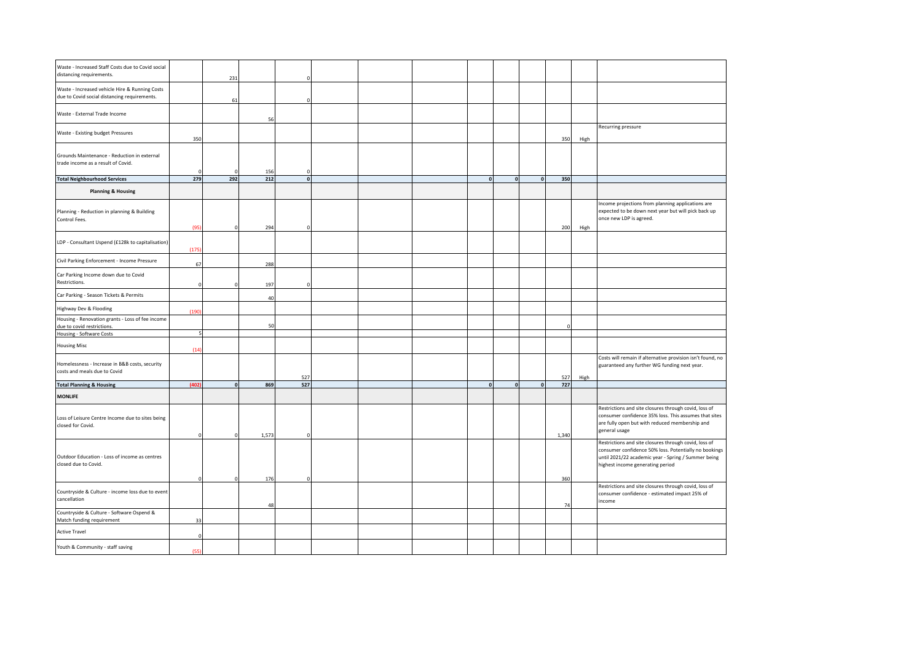| | | | | | | | | | | | | | |
|---|---|---|---|---|---|---|---|---|---|---|---|---|---|
| Waste - Increased Staff Costs due to Covid social distancing requirements. | | 231 | | 0 | | | | | | | | | |
| Waste - Increased vehicle Hire & Running Costs due to Covid social distancing requirements. | | 61 | | 0 | | | | | | | | | |
| Waste - External Trade Income | | | 56 | | | | | | | | | | |
| Waste - Existing budget Pressures | 350 | | | | | | | | | | 350 | High | Recurring pressure |
| Grounds Maintenance - Reduction in external trade income as a result of Covid. | 0 | 0 | 156 | 0 | | | | | | | | | |
| **Total Neighbourhood Services** | **279** | **292** | **212** | **0** | | | | **0** | **0** | **0** | **350** | | |
| **Planning & Housing** | | | | | | | | | | | | | |
| Planning - Reduction in planning & Building Control Fees. | (95) | 0 | 294 | 0 | | | | | | | 200 | High | Income projections from planning applications are expected to be down next year but will pick back up once new LDP is agreed. |
| LDP - Consultant Uspend (£128k to capitalisation) | (175) | | | | | | | | | | | | |
| Civil Parking Enforcement - Income Pressure | 67 | | 288 | | | | | | | | | | |
| Car Parking Income down due to Covid Restrictions. | 0 | 0 | 197 | 0 | | | | | | | | | |
| Car Parking - Season Tickets & Permits | | | 40 | | | | | | | | | | |
| Highway Dev & Flooding | (190) | | | | | | | | | | | | |
| Housing - Renovation grants - Loss of fee income due to covid restrictions. | | | 50 | | | | | | | | 0 | | |
| Housing - Software Costs | 5 | | | | | | | | | | | | |
| Housing Misc | (14) | | | | | | | | | | | | |
| Homelessness - Increase in B&B costs, security costs and meals due to Covid | | | | 527 | | | | | | | 527 | High | Costs will remain if alternative provision isn't found, no guaranteed any further WG funding next year. |
| **Total Planning & Housing** | **(402)** | **0** | **869** | **527** | | | | **0** | **0** | **0** | **727** | | |
| **MONLIFE** | | | | | | | | | | | | | |
| Loss of Leisure Centre Income due to sites being closed for Covid. | 0 | 0 | 1,573 | 0 | | | | | | | 1,340 | | Restrictions and site closures through covid, loss of consumer confidence 35% loss. This assumes that sites are fully open but with reduced membership and general usage |
| Outdoor Education - Loss of income as centres closed due to Covid. | 0 | 0 | 176 | 0 | | | | | | | 360 | | Restrictions and site closures through covid, loss of consumer confidence 50% loss. Potentially no bookings until 2021/22 academic year - Spring / Summer being highest income generating period |
| Countryside & Culture - income loss due to event cancellation | | | 48 | | | | | | | | 74 | | Restrictions and site closures through covid, loss of consumer confidence - estimated impact 25% of income |
| Countryside & Culture - Software Ospend & Match funding requirement | 33 | | | | | | | | | | | | |
| Active Travel | 0 | | | | | | | | | | | | |
| Youth & Community - staff saving | (55) | | | | | | | | | | | | |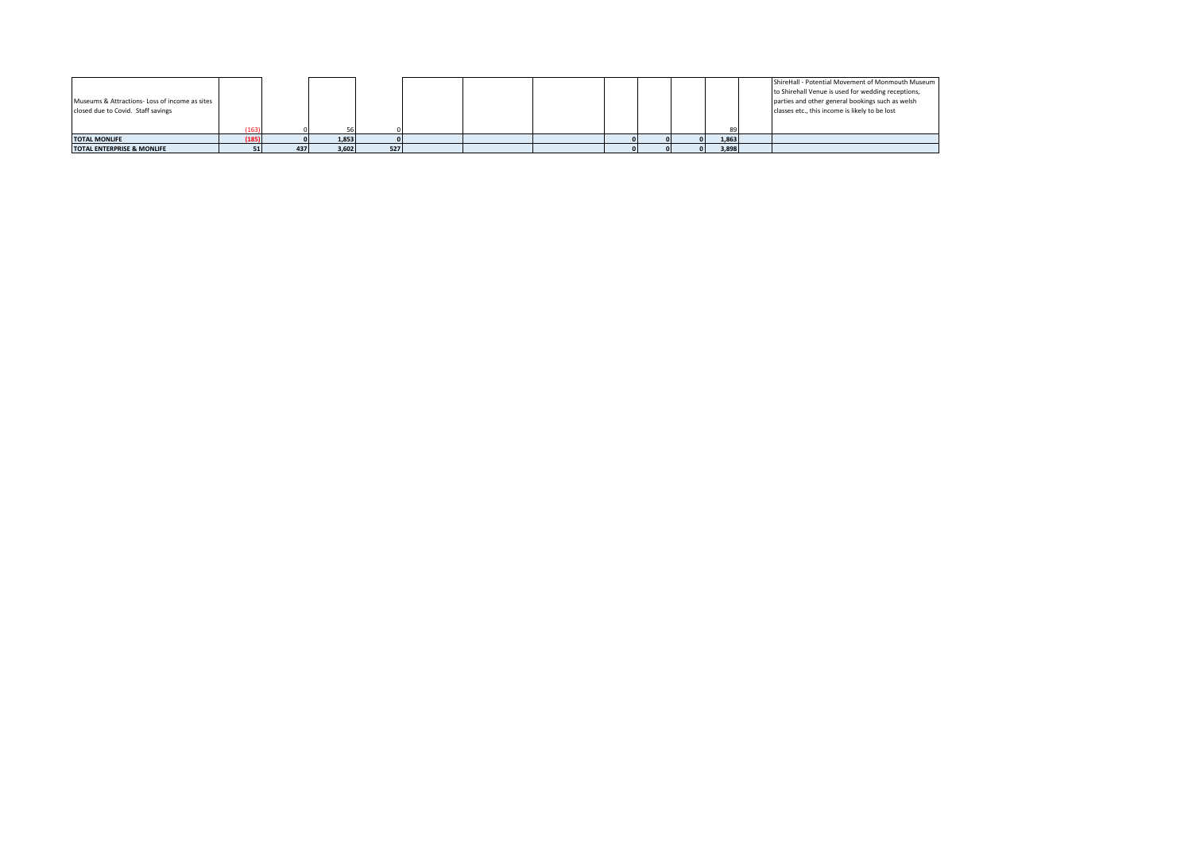| | | | | | | | | | | | | | |
|---|---|---|---|---|---|---|---|---|---|---|---|---|---|
| Museums & Attractions- Loss of income as sites closed due to Covid. Staff savings | (163) | 0 | 56 | 0 | | | | | | | 89 | | ShireHall - Potential Movement of Monmouth Museum to Shirehall Venue is used for wedding receptions, parties and other general bookings such as welsh classes etc., this income is likely to be lost |
| **TOTAL MONLIFE** | **(185)** | **0** | **1,853** | **0** | | | | **0** | **0** | **0** | **1,863** | | |
| **TOTAL ENTERPRISE & MONLIFE** | **51** | **437** | **3,602** | **527** | | | | **0** | **0** | **0** | **3,898** | | |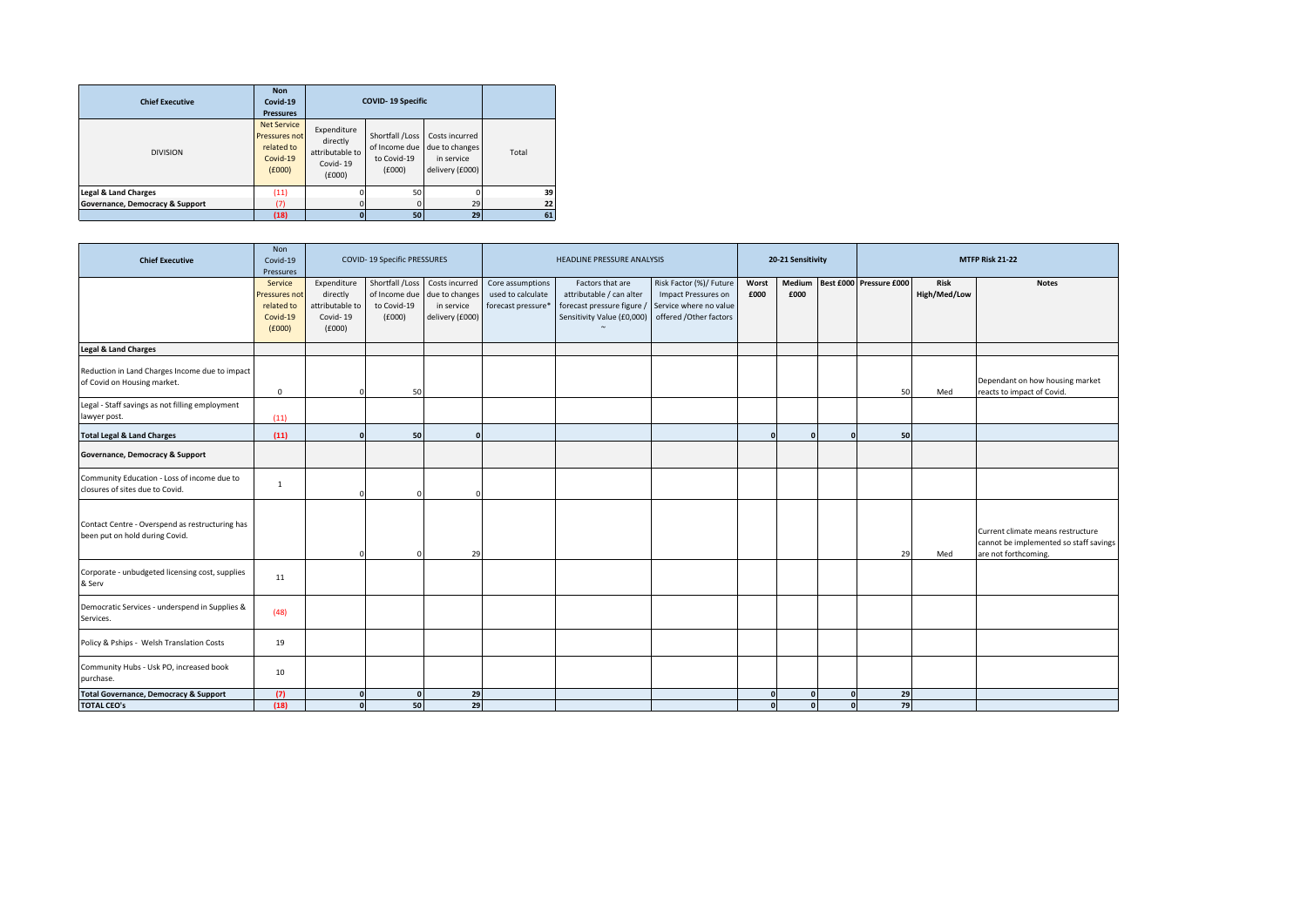| Chief Executive | Non Covid-19 Pressures | COVID- 19 Specific | | | |
|---|---|---|---|---|---|
| DIVISION | Net Service Pressures not related to Covid-19 (£000) | Expenditure directly attributable to Covid- 19 (£000) | Shortfall /Loss of Income due to Covid-19 (£000) | Costs incurred due to changes in service delivery (£000) | Total |
| **Legal & Land Charges** | (11) | 0 | 50 | 0 | 39 |
| **Governance, Democracy & Support** | (7) | 0 | 0 | 29 | 22 |
| | (18) | 0 | 50 | 29 | 61 |

| Chief Executive | Non Covid-19 Pressures | COVID- 19 Specific PRESSURES | | | HEADLINE PRESSURE ANALYSIS | | | 20-21 Sensitivity | | | MTFP Risk 21-22 | | |
|---|---|---|---|---|---|---|---|---|---|---|---|---|---|
| | Service Pressures not related to Covid-19 (£000) | Expenditure directly attributable to Covid- 19 (£000) | Shortfall /Loss of Income due to Covid-19 (£000) | Costs incurred due to changes in service delivery (£000) | Core assumptions used to calculate forecast pressure* | Factors that are attributable / can alter forecast pressure figure / Sensitivity Value (£0,000) ~ | Risk Factor (%)/ Future Impact Pressures on Service where no value offered /Other factors | Worst £000 | Medium £000 | Best £000 | Pressure £000 | Risk High/Med/Low | Notes |
| **Legal & Land Charges** | | | | | | | | | | | | | |
| Reduction in Land Charges Income due to impact of Covid on Housing market. | 0 | 0 | 50 | | | | | | | | 50 | Med | Dependant on how housing market reacts to impact of Covid. |
| Legal - Staff savings as not filling employment lawyer post. | (11) | | | | | | | | | | | | |
| **Total Legal & Land Charges** | (11) | 0 | 50 | 0 | | | | 0 | 0 | 0 | 50 | | |
| **Governance, Democracy & Support** | | | | | | | | | | | | | |
| Community Education - Loss of income due to closures of sites due to Covid. | 1 | 0 | 0 | 0 | | | | | | | | | |
| Contact Centre - Overspend as restructuring has been put on hold during Covid. | | 0 | 0 | 29 | | | | | | | 29 | Med | Current climate means restructure cannot be implemented so staff savings are not forthcoming. |
| Corporate - unbudgeted licensing cost, supplies & Serv | 11 | | | | | | | | | | | | |
| Democratic Services - underspend in Supplies & Services. | (48) | | | | | | | | | | | | |
| Policy & Pships - Welsh Translation Costs | 19 | | | | | | | | | | | | |
| Community Hubs - Usk PO, increased book purchase. | 10 | | | | | | | | | | | | |
| **Total Governance, Democracy & Support** | (7) | 0 | 0 | 29 | | | | 0 | 0 | 0 | 29 | | |
| **TOTAL CEO's** | (18) | 0 | 50 | 29 | | | | 0 | 0 | 0 | 79 | | |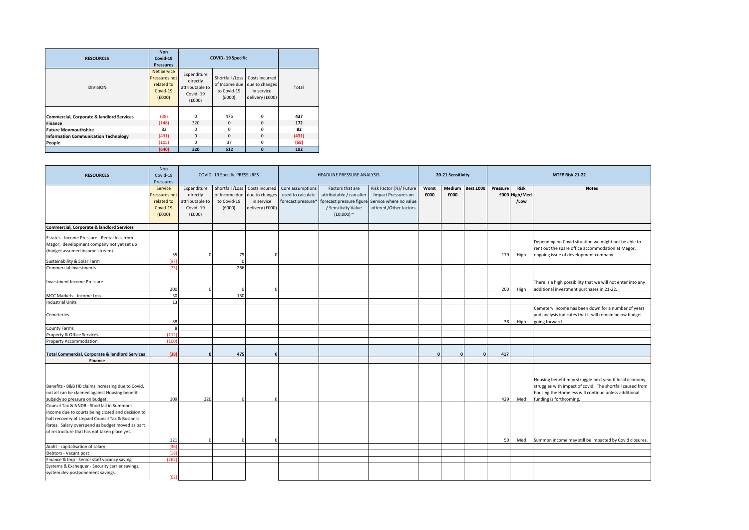| RESOURCES | Non Covid-19 Pressures | COVID- 19 Specific | | | |
|---|---|---|---|---|---|
| DIVISION | Net Service Pressures not related to Covid-19 (£000) | Expenditure directly attributable to Covid- 19 (£000) | Shortfall /Loss of Income due to Covid-19 (£000) | Costs incurred due to changes in service delivery (£000) | Total |
| **Commercial, Corporate & landlord Services** | (38) | 0 | 475 | 0 | **437** |
| **Finance** | (148) | 320 | 0 | 0 | **172** |
| **Future Monmouthshire** | 82 | 0 | 0 | 0 | **82** |
| **Information Communication Technology** | (431) | 0 | 0 | 0 | **(431)** |
| **People** | (105) | 0 | 37 | 0 | **(68)** |
| | **(640)** | **320** | **512** | **0** | **192** |

| RESOURCES | Non Covid-19 Pressures | COVID- 19 Specific PRESSURES | | | HEADLINE PRESSURE ANALYSIS | | | 20-21 Sensitivity | | | MTFP Risk 21-22 | | |
|---|---|---|---|---|---|---|---|---|---|---|---|---|---|
| | Service Pressures not related to Covid-19 (£000) | Expenditure directly attributable to Covid- 19 (£000) | Shortfall /Loss of Income due to Covid-19 (£000) | Costs incurred due to changes in service delivery (£000) | Core assumptions used to calculate forecast pressure* | Factors that are attributable / can alter forecast pressure figure / Sensitivity Value (£0,000) ~ | Risk Factor (%)/ Future Impact Pressures on Service where no value offered /Other factors | Worst £000 | Medium £000 | Best £000 | Pressure £000 | Risk High/Med /Low | Notes |
| **Commercial, Corporate & landlord Services** | | | | | | | | | | | | | |
| Estates - Income Pressure - Rental loss from Magor, development company not yet set up (budget assumed income stream). | 55 | 0 | 79 | 0 | | | | | | | 179 | High | Depending on Covid situation we might not be able to rent out the spare office accommodation at Magor, ongoing issue of development company. |
| Sustainability & Solar Farm | (97) | | 0 | | | | | | | | | | |
| Commercial Investments | (73) | | 266 | | | | | | | | | | |
| Investment Income Pressure | 200 | 0 | 0 | 0 | | | | | | | 200 | High | There is a high possibility that we will not enter into any additional investment purchases in 21-22. |
| MCC Markets - Income Loss | 30 | | 130 | | | | | | | | | | |
| Industrial Units | 13 | | | | | | | | | | | | |
| Cemeteries | 38 | | | | | | | | | | 38 | High | Cemetery income has been down for a number of years and analysis indicates that it will remain below budget going forward. |
| County Farms | 8 | | | | | | | | | | | | |
| Property & Office Services | (112) | | | | | | | | | | | | |
| Property Accommodation | (100) | | | | | | | | | | | | |
| **Total Commercial, Corporate & landlord Services** | **(38)** | **0** | **475** | **0** | | | | **0** | **0** | **0** | **417** | | |
| **Finance** | | | | | | | | | | | | | |
| Benefits - B&B HB claims increasing due to Covid, not all can be claimed against Housing benefit subsidy so pressure on budget. | 109 | 320 | 0 | 0 | | | | | | | 429 | Med | Housing benefit may struggle next year if local economy struggles with impact of covid. The shortfall caused from housing the Homeless will continue unless additional funding is forthcoming. |
| Council Tax & NNDR - Shortfall in Summons income due to courts being closed and decision to halt recovery of Unpaid Council Tax & Business Rates. Salary overspend as budget moved as part of restructure that has not taken place yet. | 121 | 0 | 0 | 0 | | | | | | | 50 | Med | Summon income may still be impacted by Covid closures. |
| Audit - capitalisation of salary | (36) | | | | | | | | | | | | |
| Debtors - Vacant post | (18) | | | | | | | | | | | | |
| Finance & Imp - Senior staff vacancy saving | (262) | | | | | | | | | | | | |
| Systems & Exchequer - Security carrier savings, system dev postponement savings. | (62) | | | | | | | | | | | | |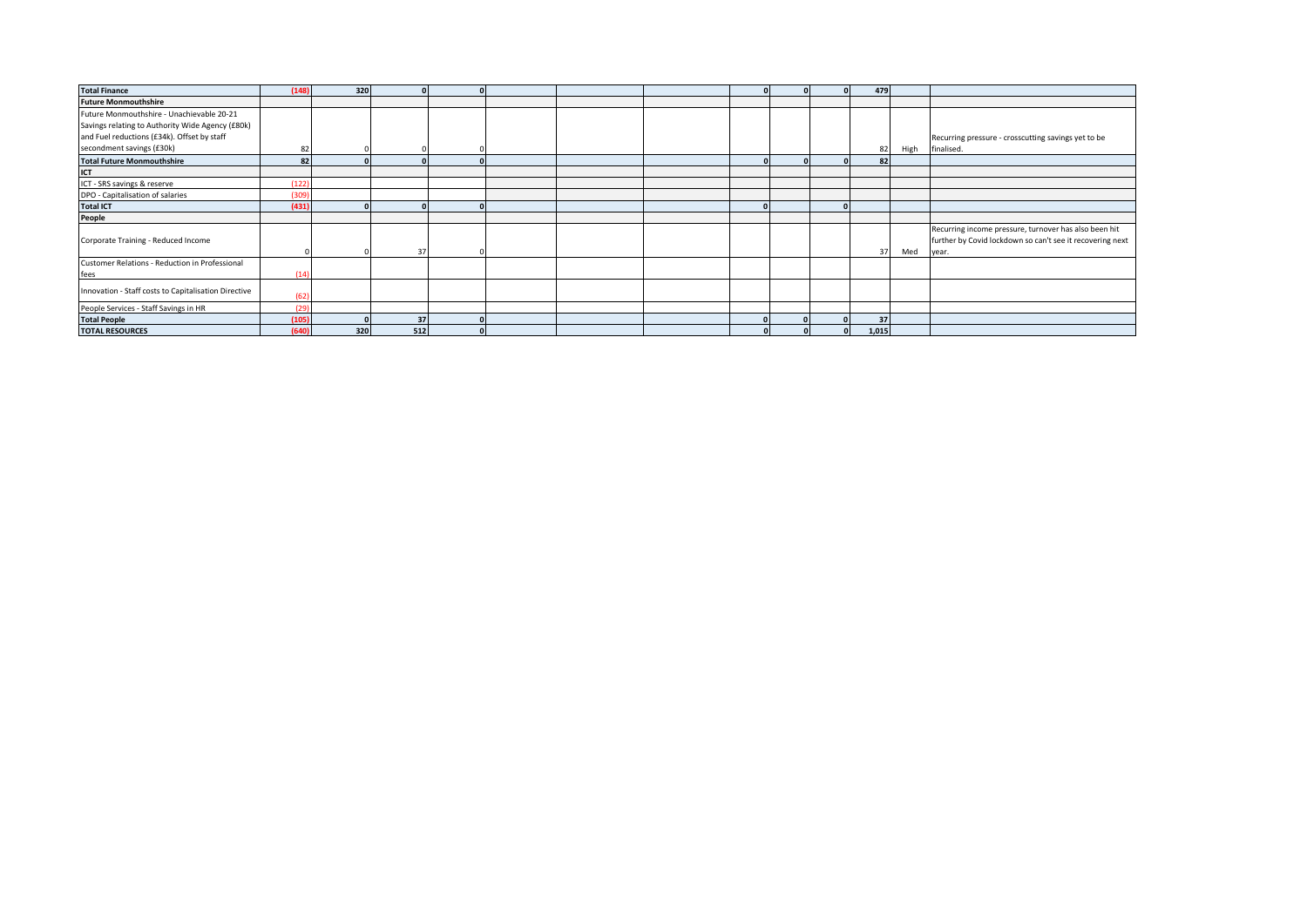| | | | | | | | | | | | | | |
|---|---|---|---|---|---|---|---|---|---|---|---|---|---|
| **Total Finance** | **(148)** | **320** | **0** | **0** | | | | **0** | **0** | **0** | **479** | | |
| **Future Monmouthshire** | | | | | | | | | | | | | |
| Future Monmouthshire - Unachievable 20-21 Savings relating to Authority Wide Agency (£80k) and Fuel reductions (£34k). Offset by staff secondment savings (£30k) | 82 | 0 | 0 | 0 | | | | | | | 82 | High | Recurring pressure - crosscutting savings yet to be finalised. |
| **Total Future Monmouthshire** | **82** | **0** | **0** | **0** | | | | **0** | **0** | **0** | **82** | | |
| **ICT** | | | | | | | | | | | | | |
| ICT - SRS savings & reserve | (122) | | | | | | | | | | | | |
| DPO - Capitalisation of salaries | (309) | | | | | | | | | | | | |
| **Total ICT** | **(431)** | **0** | **0** | **0** | | | | **0** | | **0** | | | |
| **People** | | | | | | | | | | | | | |
| Corporate Training - Reduced Income | 0 | 0 | 37 | 0 | | | | | | | 37 | Med | Recurring income pressure, turnover has also been hit further by Covid lockdown so can't see it recovering next year. |
| Customer Relations - Reduction in Professional fees | (14) | | | | | | | | | | | | |
| Innovation - Staff costs to Capitalisation Directive | (62) | | | | | | | | | | | | |
| People Services - Staff Savings in HR | (29) | | | | | | | | | | | | |
| **Total People** | **(105)** | **0** | **37** | **0** | | | | **0** | **0** | **0** | **37** | | |
| **TOTAL RESOURCES** | **(640)** | **320** | **512** | **0** | | | | **0** | **0** | **0** | **1,015** | | |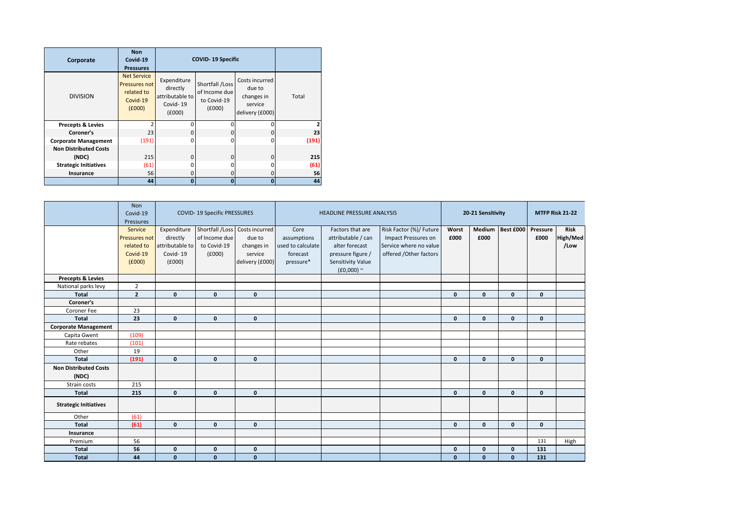| Corporate | Non Covid-19 Pressures | COVID- 19 Specific | | | |
|---|---|---|---|---|---|
| DIVISION | Net Service Pressures not related to Covid-19 (£000) | Expenditure directly attributable to Covid- 19 (£000) | Shortfall /Loss of Income due to Covid-19 (£000) | Costs incurred due to changes in service delivery (£000) | Total |
| **Precepts & Levies** | 2 | 0 | 0 | 0 | **2** |
| **Coroner's** | 23 | 0 | 0 | 0 | **23** |
| **Corporate Management** | (191) | 0 | 0 | 0 | **(191)** |
| **Non Distributed Costs (NDC)** | 215 | 0 | 0 | 0 | **215** |
| **Strategic Initiatives** | (61) | 0 | 0 | 0 | **(61)** |
| **Insurance** | 56 | 0 | 0 | 0 | **56** |
| | **44** | **0** | **0** | **0** | **44** |

| | Non Covid-19 Pressures | COVID- 19 Specific PRESSURES | | | HEADLINE PRESSURE ANALYSIS | | | 20-21 Sensitivity | | | MTFP Risk 21-22 | |
|---|---|---|---|---|---|---|---|---|---|---|---|---|
| | Service Pressures not related to Covid-19 (£000) | Expenditure directly attributable to Covid- 19 (£000) | Shortfall /Loss of Income due to Covid-19 (£000) | Costs incurred due to changes in service delivery (£000) | Core assumptions used to calculate forecast pressure* | Factors that are attributable / can alter forecast pressure figure / Sensitivity Value (£0,000) ~ | Risk Factor (%)/ Future Impact Pressures on Service where no value offered /Other factors | **Worst £000** | **Medium £000** | **Best £000** | **Pressure £000** | **Risk High/Med /Low** |
| **Precepts & Levies** | | | | | | | | | | | | |
| National parks levy | 2 | | | | | | | | | | | |
| **Total** | **2** | **0** | **0** | **0** | | | | **0** | **0** | **0** | **0** | |
| **Coroner's** | | | | | | | | | | | | |
| Coroner Fee | 23 | | | | | | | | | | | |
| **Total** | **23** | **0** | **0** | **0** | | | | **0** | **0** | **0** | **0** | |
| **Corporate Management** | | | | | | | | | | | | |
| Capita Gwent | (109) | | | | | | | | | | | |
| Rate rebates | (101) | | | | | | | | | | | |
| Other | 19 | | | | | | | | | | | |
| **Total** | **(191)** | **0** | **0** | **0** | | | | **0** | **0** | **0** | **0** | |
| **Non Distributed Costs (NDC)** | | | | | | | | | | | | |
| Strain costs | 215 | | | | | | | | | | | |
| **Total** | **215** | **0** | **0** | **0** | | | | **0** | **0** | **0** | **0** | |
| **Strategic Initiatives** | | | | | | | | | | | | |
| Other | (61) | | | | | | | | | | | |
| **Total** | **(61)** | **0** | **0** | **0** | | | | **0** | **0** | **0** | **0** | |
| **Insurance** | | | | | | | | | | | | |
| Premium | 56 | | | | | | | | | | 131 | High |
| **Total** | **56** | **0** | **0** | **0** | | | | **0** | **0** | **0** | **131** | |
| **Total** | **44** | **0** | **0** | **0** | | | | **0** | **0** | **0** | **131** | |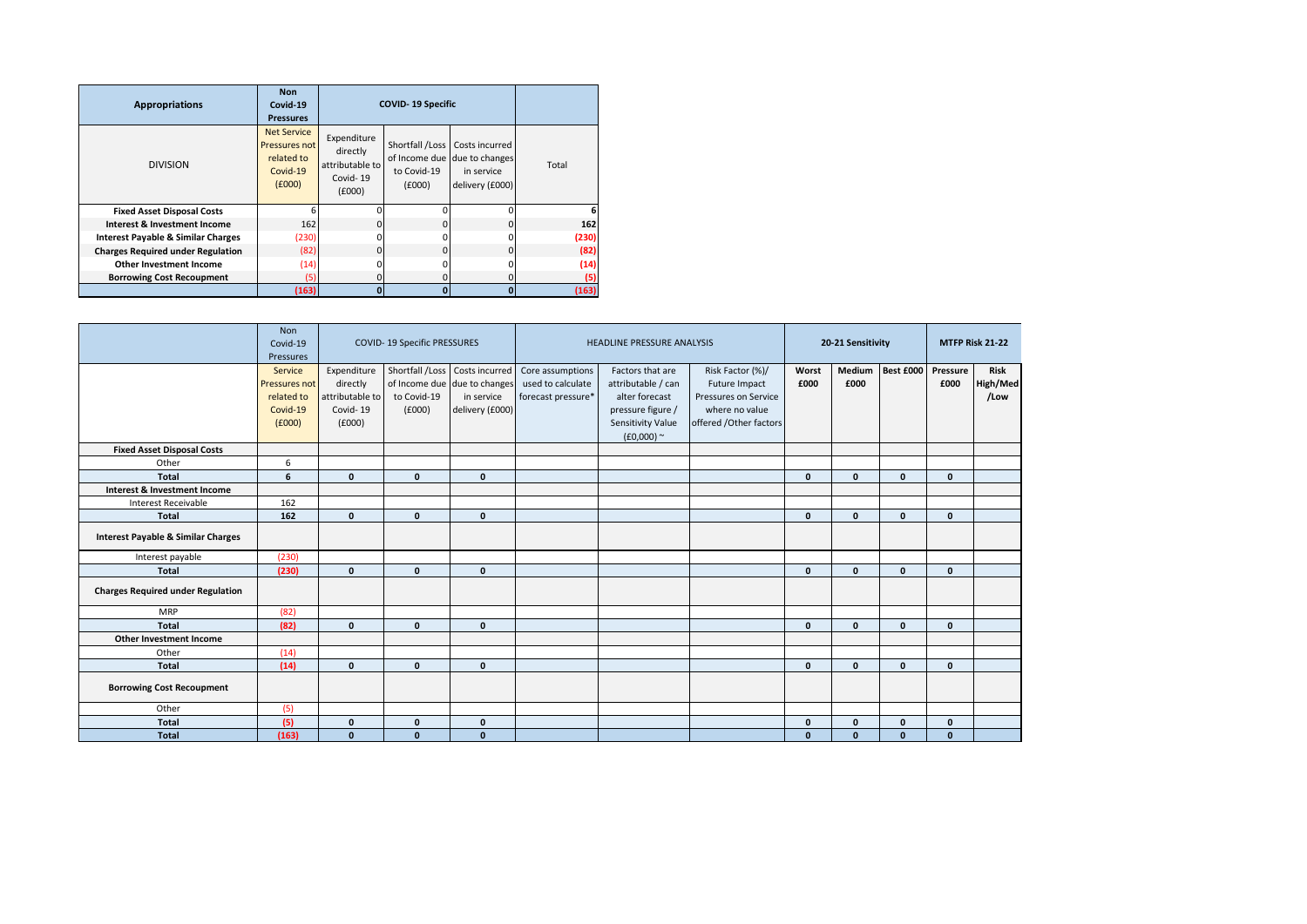| Appropriations | Non Covid-19 Pressures | COVID- 19 Specific | | | |
|---|---|---|---|---|---|
| DIVISION | Net Service Pressures not related to Covid-19 (£000) | Expenditure directly attributable to Covid- 19 (£000) | Shortfall /Loss of Income due to Covid-19 (£000) | Costs incurred due to changes in service delivery (£000) | Total |
| **Fixed Asset Disposal Costs** | 6 | 0 | 0 | 0 | **6** |
| **Interest & Investment Income** | 162 | 0 | 0 | 0 | **162** |
| **Interest Payable & Similar Charges** | (230) | 0 | 0 | 0 | **(230)** |
| **Charges Required under Regulation** | (82) | 0 | 0 | 0 | **(82)** |
| **Other Investment Income** | (14) | 0 | 0 | 0 | **(14)** |
| **Borrowing Cost Recoupment** | (5) | 0 | 0 | 0 | **(5)** |
| | **(163)** | **0** | **0** | **0** | **(163)** |

| | Non Covid-19 Pressures | COVID- 19 Specific PRESSURES | | | HEADLINE PRESSURE ANALYSIS | | | 20-21 Sensitivity | | | MTFP Risk 21-22 | |
|---|---|---|---|---|---|---|---|---|---|---|---|---|
| | Service Pressures not related to Covid-19 (£000) | Expenditure directly attributable to Covid- 19 (£000) | Shortfall /Loss of Income due to Covid-19 (£000) | Costs incurred due to changes in service delivery (£000) | Core assumptions used to calculate forecast pressure* | Factors that are attributable / can alter forecast pressure figure / Sensitivity Value (£0,000) ~ | Risk Factor (%)/ Future Impact Pressures on Service where no value offered /Other factors | **Worst £000** | **Medium £000** | **Best £000** | **Pressure £000** | **Risk High/Med /Low** |
| **Fixed Asset Disposal Costs** | | | | | | | | | | | | |
| Other | 6 | | | | | | | | | | | |
| **Total** | **6** | **0** | **0** | **0** | | | | **0** | **0** | **0** | **0** | |
| **Interest & Investment Income** | | | | | | | | | | | | |
| Interest Receivable | 162 | | | | | | | | | | | |
| **Total** | **162** | **0** | **0** | **0** | | | | **0** | **0** | **0** | **0** | |
| **Interest Payable & Similar Charges** | | | | | | | | | | | | |
| Interest payable | (230) | | | | | | | | | | | |
| **Total** | **(230)** | **0** | **0** | **0** | | | | **0** | **0** | **0** | **0** | |
| **Charges Required under Regulation** | | | | | | | | | | | | |
| MRP | (82) | | | | | | | | | | | |
| **Total** | **(82)** | **0** | **0** | **0** | | | | **0** | **0** | **0** | **0** | |
| **Other Investment Income** | | | | | | | | | | | | |
| Other | (14) | | | | | | | | | | | |
| **Total** | **(14)** | **0** | **0** | **0** | | | | **0** | **0** | **0** | **0** | |
| **Borrowing Cost Recoupment** | | | | | | | | | | | | |
| Other | (5) | | | | | | | | | | | |
| **Total** | **(5)** | **0** | **0** | **0** | | | | **0** | **0** | **0** | **0** | |
| **Total** | **(163)** | **0** | **0** | **0** | | | | **0** | **0** | **0** | **0** | |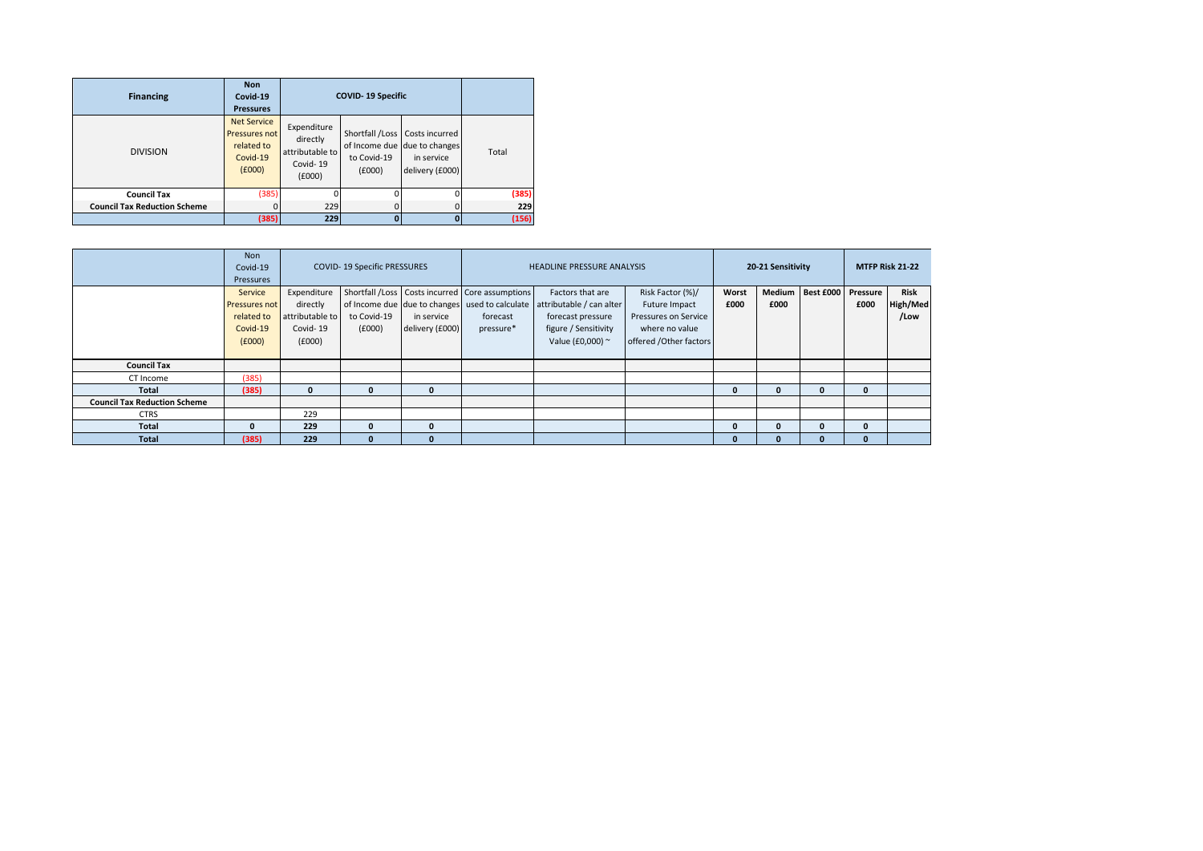| Financing | Non Covid-19 Pressures | COVID- 19 Specific | | | |
|---|---|---|---|---|---|
| DIVISION | Net Service Pressures not related to Covid-19 (£000) | Expenditure directly attributable to Covid- 19 (£000) | Shortfall /Loss of Income due to Covid-19 (£000) | Costs incurred due to changes in service delivery (£000) | Total |
| **Council Tax** | (385) | 0 | 0 | 0 | **(385)** |
| **Council Tax Reduction Scheme** | 0 | 229 | 0 | 0 | **229** |
| | **(385)** | **229** | **0** | **0** | **(156)** |

| | Non Covid-19 Pressures | COVID- 19 Specific PRESSURES | | | HEADLINE PRESSURE ANALYSIS | | | 20-21 Sensitivity | | | MTFP Risk 21-22 | |
|---|---|---|---|---|---|---|---|---|---|---|---|---|
| | Service Pressures not related to Covid-19 (£000) | Expenditure directly attributable to Covid- 19 (£000) | Shortfall /Loss of Income due to Covid-19 (£000) | Costs incurred due to changes in service delivery (£000) | Core assumptions used to calculate forecast pressure* | Factors that are attributable / can alter forecast pressure figure / Sensitivity Value (£0,000) ~ | Risk Factor (%)/ Future Impact Pressures on Service where no value offered /Other factors | Worst £000 | Medium £000 | Best £000 | Pressure £000 | Risk High/Med /Low |
| **Council Tax** | | | | | | | | | | | | |
| CT Income | (385) | | | | | | | | | | | |
| **Total** | **(385)** | **0** | **0** | **0** | | | | **0** | **0** | **0** | **0** | |
| **Council Tax Reduction Scheme** | | | | | | | | | | | | |
| CTRS | | 229 | | | | | | | | | | |
| **Total** | **0** | **229** | **0** | **0** | | | | **0** | **0** | **0** | **0** | |
| **Total** | **(385)** | **229** | **0** | **0** | | | | **0** | **0** | **0** | **0** | |